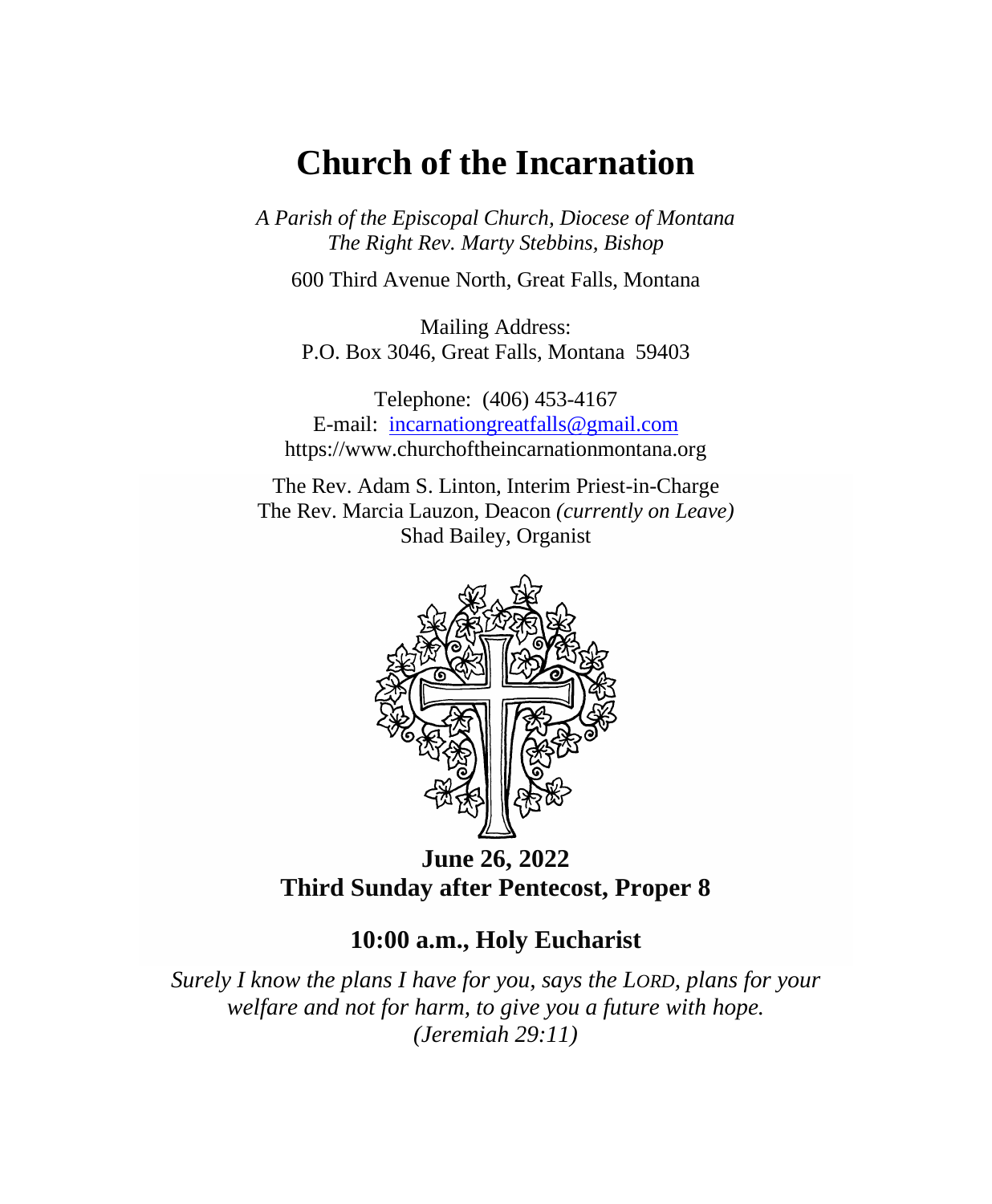# Church of the Incarnation

*A Parish of the Episcopal Church, Diocese of Montana*
*The Right Rev. Marty Stebbins, Bishop*

600 Third Avenue North, Great Falls, Montana

Mailing Address:
P.O. Box 3046, Great Falls, Montana 59403

Telephone: (406) 453-4167
E-mail: [incarnationgreatfalls@gmail.com](mailto:incarnationgreatfalls@gmail.com)
https://www.churchoftheincarnationmontana.org

The Rev. Adam S. Linton, Interim Priest-in-Charge
The Rev. Marcia Lauzon, Deacon *(currently on Leave)*
Shad Bailey, Organist

**June 26, 2022**
**Third Sunday after Pentecost, Proper 8**

## 10:00 a.m., Holy Eucharist

*Surely I know the plans I have for you, says the LORD, plans for your welfare and not for harm, to give you a future with hope.*
*(Jeremiah 29:11)*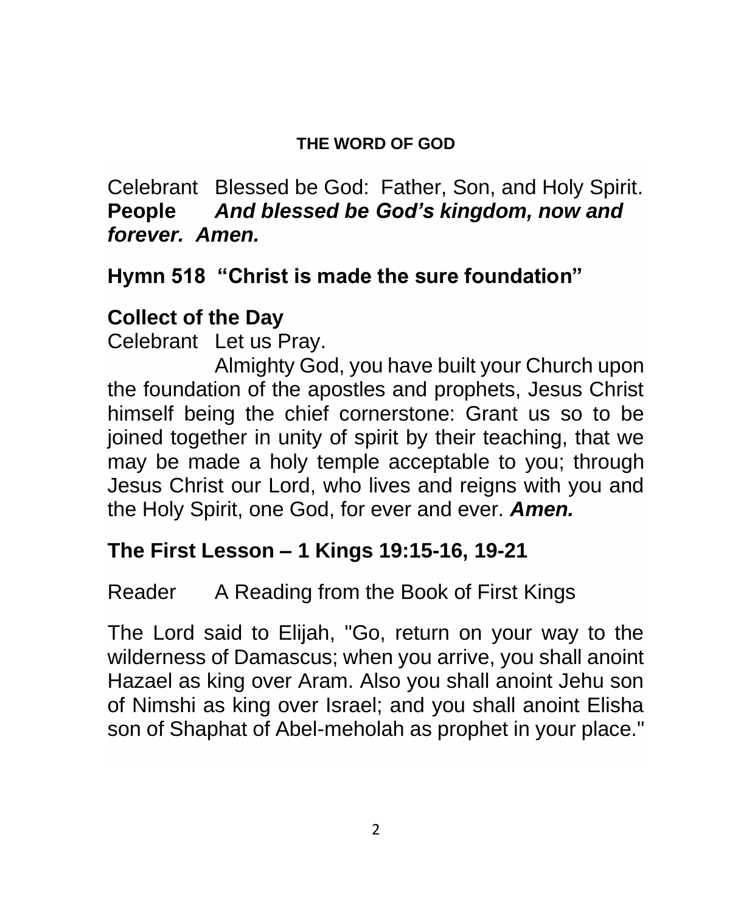## THE WORD OF GOD

Celebrant Blessed be God: Father, Son, and Holy Spirit.
**People** ***And blessed be God's kingdom, now and forever. Amen.***

### Hymn 518 "Christ is made the sure foundation"

### Collect of the Day

Celebrant Let us Pray.

Almighty God, you have built your Church upon the foundation of the apostles and prophets, Jesus Christ himself being the chief cornerstone: Grant us so to be joined together in unity of spirit by their teaching, that we may be made a holy temple acceptable to you; through Jesus Christ our Lord, who lives and reigns with you and the Holy Spirit, one God, for ever and ever. ***Amen.***

### The First Lesson – 1 Kings 19:15-16, 19-21

Reader A Reading from the Book of First Kings

The Lord said to Elijah, "Go, return on your way to the wilderness of Damascus; when you arrive, you shall anoint Hazael as king over Aram. Also you shall anoint Jehu son of Nimshi as king over Israel; and you shall anoint Elisha son of Shaphat of Abel-meholah as prophet in your place."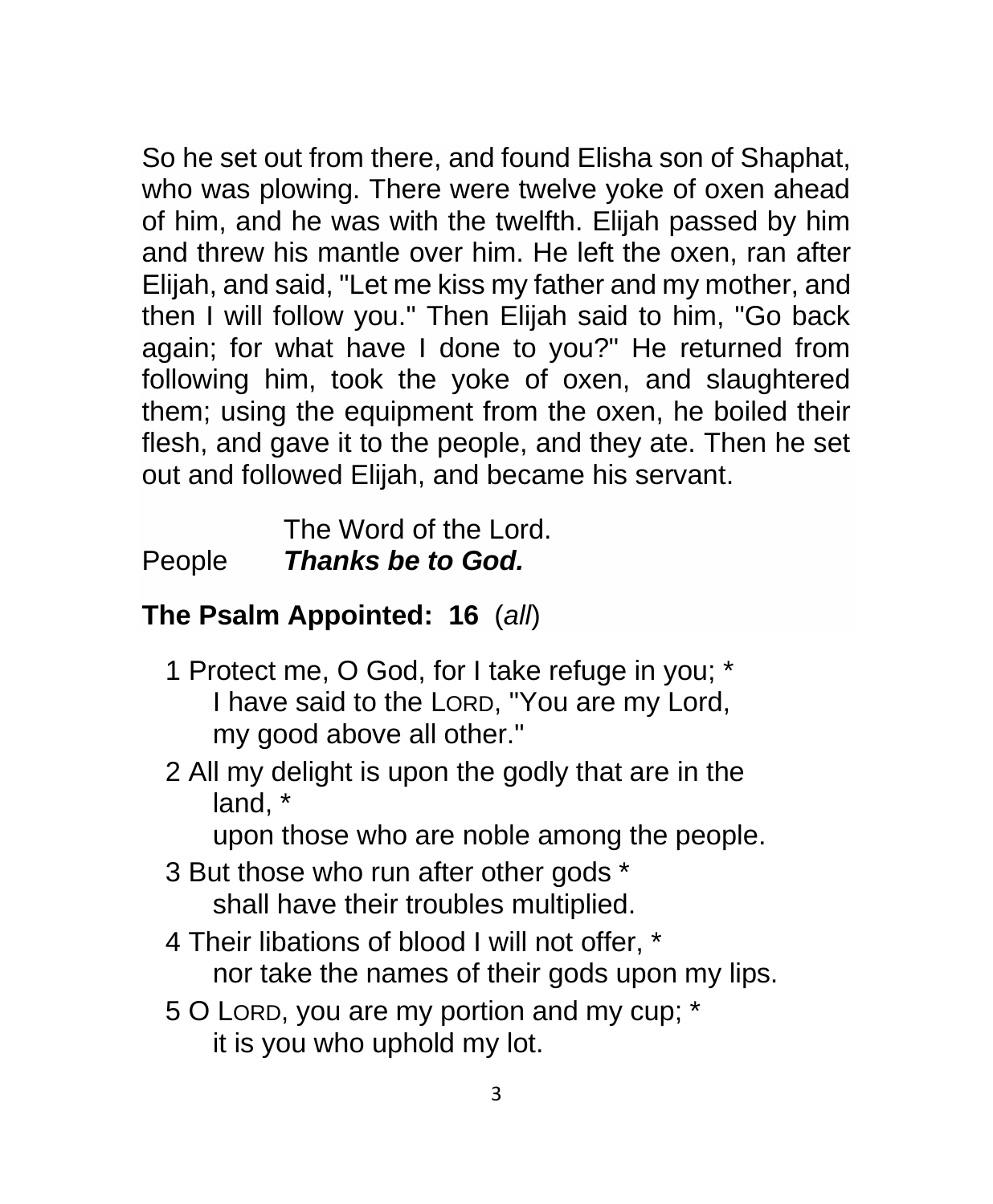So he set out from there, and found Elisha son of Shaphat, who was plowing. There were twelve yoke of oxen ahead of him, and he was with the twelfth. Elijah passed by him and threw his mantle over him. He left the oxen, ran after Elijah, and said, "Let me kiss my father and my mother, and then I will follow you." Then Elijah said to him, "Go back again; for what have I done to you?" He returned from following him, took the yoke of oxen, and slaughtered them; using the equipment from the oxen, he boiled their flesh, and gave it to the people, and they ate. Then he set out and followed Elijah, and became his servant.

The Word of the Lord.
People ***Thanks be to God.***

**The Psalm Appointed: 16** (*all*)

1 Protect me, O God, for I take refuge in you; *
I have said to the LORD, "You are my Lord,
my good above all other."

2 All my delight is upon the godly that are in the land, *
upon those who are noble among the people.

3 But those who run after other gods *
shall have their troubles multiplied.

4 Their libations of blood I will not offer, *
nor take the names of their gods upon my lips.

5 O LORD, you are my portion and my cup; *
it is you who uphold my lot.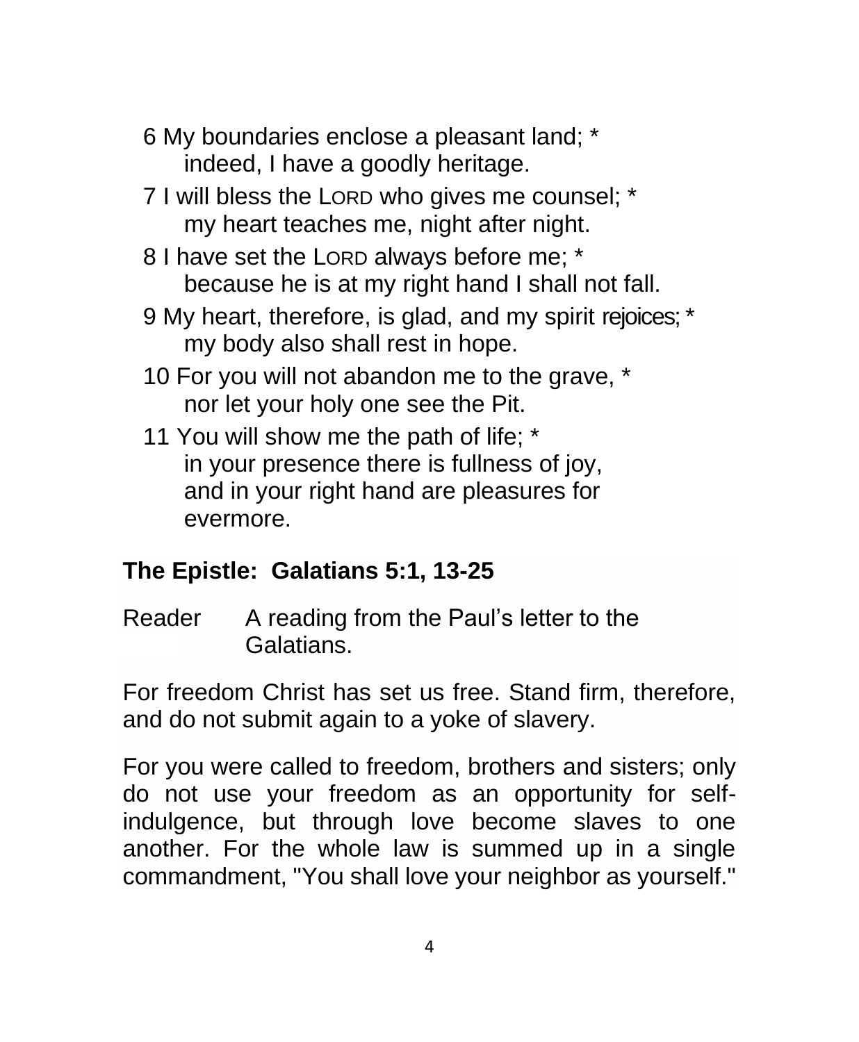6 My boundaries enclose a pleasant land; *
    indeed, I have a goodly heritage.

7 I will bless the LORD who gives me counsel; *
    my heart teaches me, night after night.

8 I have set the LORD always before me; *
    because he is at my right hand I shall not fall.

9 My heart, therefore, is glad, and my spirit rejoices; *
    my body also shall rest in hope.

10 For you will not abandon me to the grave, *
    nor let your holy one see the Pit.

11 You will show me the path of life; *
    in your presence there is fullness of joy,
    and in your right hand are pleasures for
    evermore.

## The Epistle: Galatians 5:1, 13-25

Reader    A reading from the Paul's letter to the Galatians.

For freedom Christ has set us free. Stand firm, therefore, and do not submit again to a yoke of slavery.

For you were called to freedom, brothers and sisters; only do not use your freedom as an opportunity for self-indulgence, but through love become slaves to one another. For the whole law is summed up in a single commandment, "You shall love your neighbor as yourself."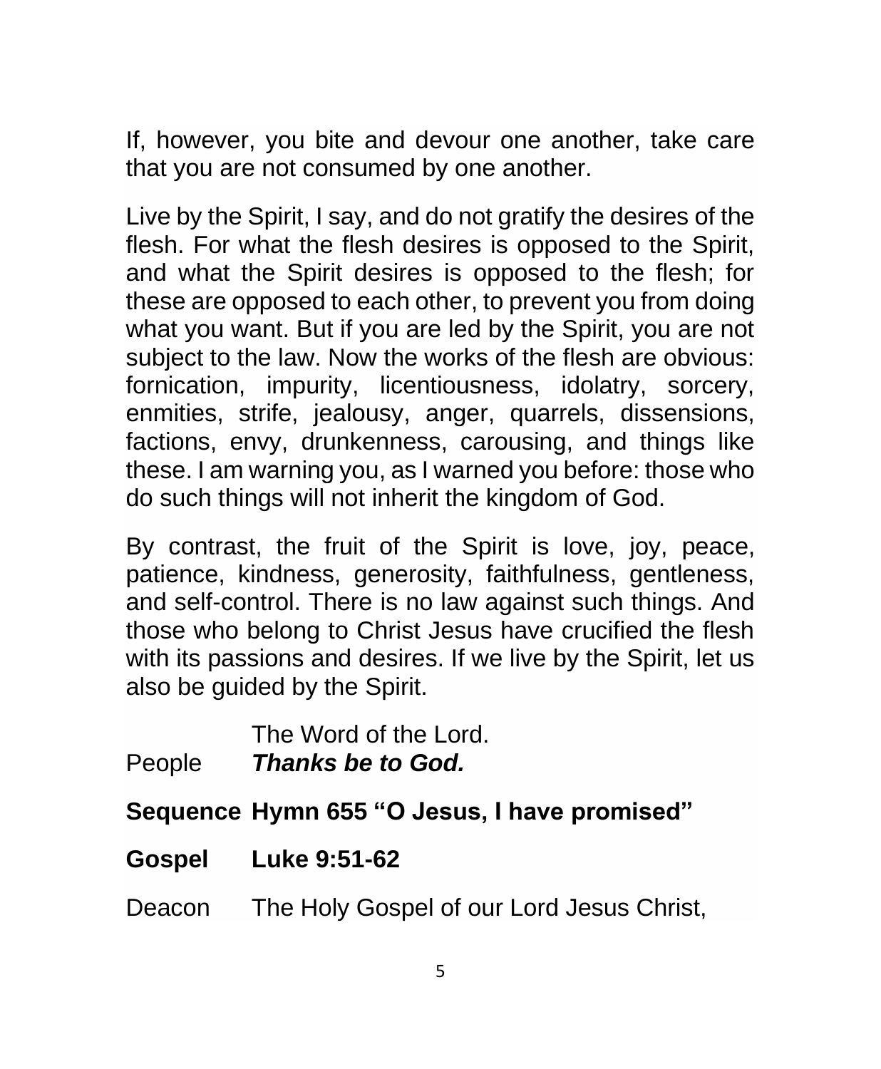If, however, you bite and devour one another, take care that you are not consumed by one another.

Live by the Spirit, I say, and do not gratify the desires of the flesh. For what the flesh desires is opposed to the Spirit, and what the Spirit desires is opposed to the flesh; for these are opposed to each other, to prevent you from doing what you want. But if you are led by the Spirit, you are not subject to the law. Now the works of the flesh are obvious: fornication, impurity, licentiousness, idolatry, sorcery, enmities, strife, jealousy, anger, quarrels, dissensions, factions, envy, drunkenness, carousing, and things like these. I am warning you, as I warned you before: those who do such things will not inherit the kingdom of God.

By contrast, the fruit of the Spirit is love, joy, peace, patience, kindness, generosity, faithfulness, gentleness, and self-control. There is no law against such things. And those who belong to Christ Jesus have crucified the flesh with its passions and desires. If we live by the Spirit, let us also be guided by the Spirit.

The Word of the Lord.
People ***Thanks be to God.***

**Sequence Hymn 655 "O Jesus, I have promised"**

**Gospel Luke 9:51-62**

Deacon The Holy Gospel of our Lord Jesus Christ,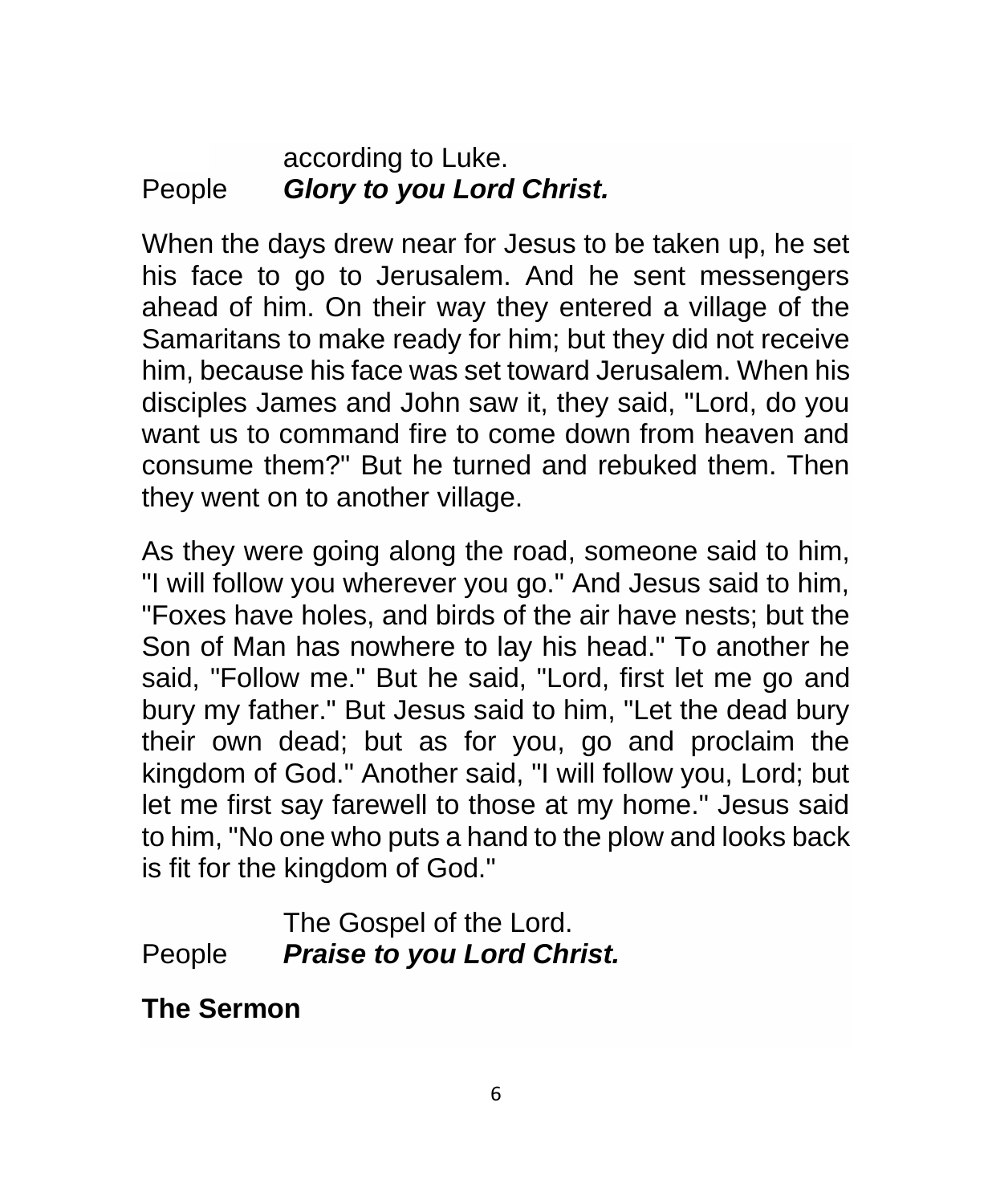according to Luke.

People ***Glory to you Lord Christ.***

When the days drew near for Jesus to be taken up, he set his face to go to Jerusalem. And he sent messengers ahead of him. On their way they entered a village of the Samaritans to make ready for him; but they did not receive him, because his face was set toward Jerusalem. When his disciples James and John saw it, they said, "Lord, do you want us to command fire to come down from heaven and consume them?" But he turned and rebuked them. Then they went on to another village.

As they were going along the road, someone said to him, "I will follow you wherever you go." And Jesus said to him, "Foxes have holes, and birds of the air have nests; but the Son of Man has nowhere to lay his head." To another he said, "Follow me." But he said, "Lord, first let me go and bury my father." But Jesus said to him, "Let the dead bury their own dead; but as for you, go and proclaim the kingdom of God." Another said, "I will follow you, Lord; but let me first say farewell to those at my home." Jesus said to him, "No one who puts a hand to the plow and looks back is fit for the kingdom of God."

The Gospel of the Lord.

People ***Praise to you Lord Christ.***

**The Sermon**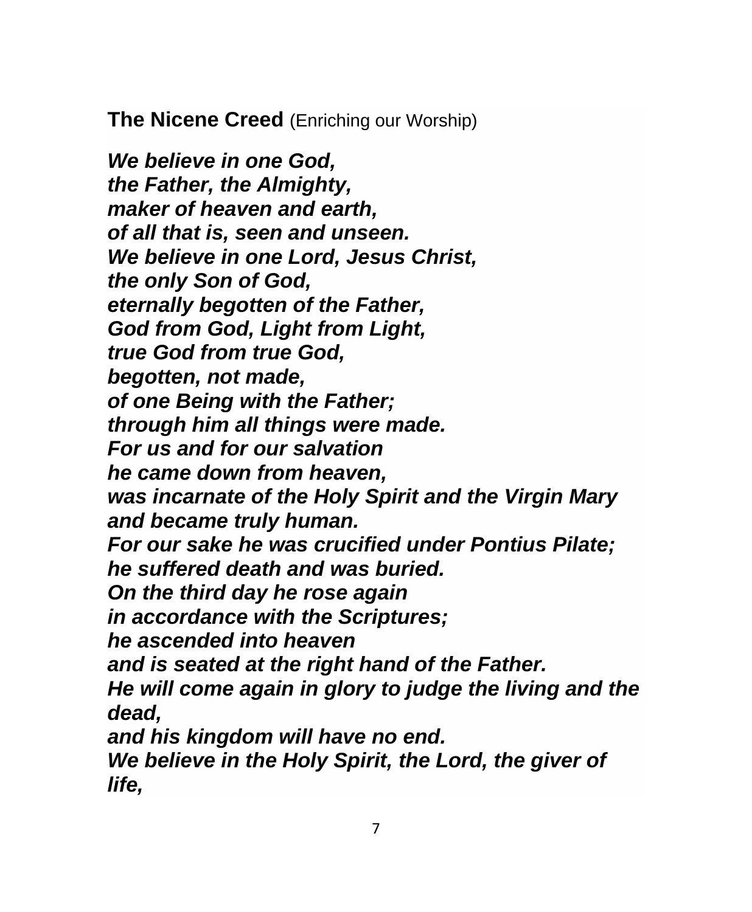**The Nicene Creed** (Enriching our Worship)

***We believe in one God,***
***the Father, the Almighty,***
***maker of heaven and earth,***
***of all that is, seen and unseen.***
***We believe in one Lord, Jesus Christ,***
***the only Son of God,***
***eternally begotten of the Father,***
***God from God, Light from Light,***
***true God from true God,***
***begotten, not made,***
***of one Being with the Father;***
***through him all things were made.***
***For us and for our salvation***
***he came down from heaven,***
***was incarnate of the Holy Spirit and the Virgin Mary***
***and became truly human.***
***For our sake he was crucified under Pontius Pilate;***
***he suffered death and was buried.***
***On the third day he rose again***
***in accordance with the Scriptures;***
***he ascended into heaven***
***and is seated at the right hand of the Father.***
***He will come again in glory to judge the living and the dead,***
***and his kingdom will have no end.***
***We believe in the Holy Spirit, the Lord, the giver of life,***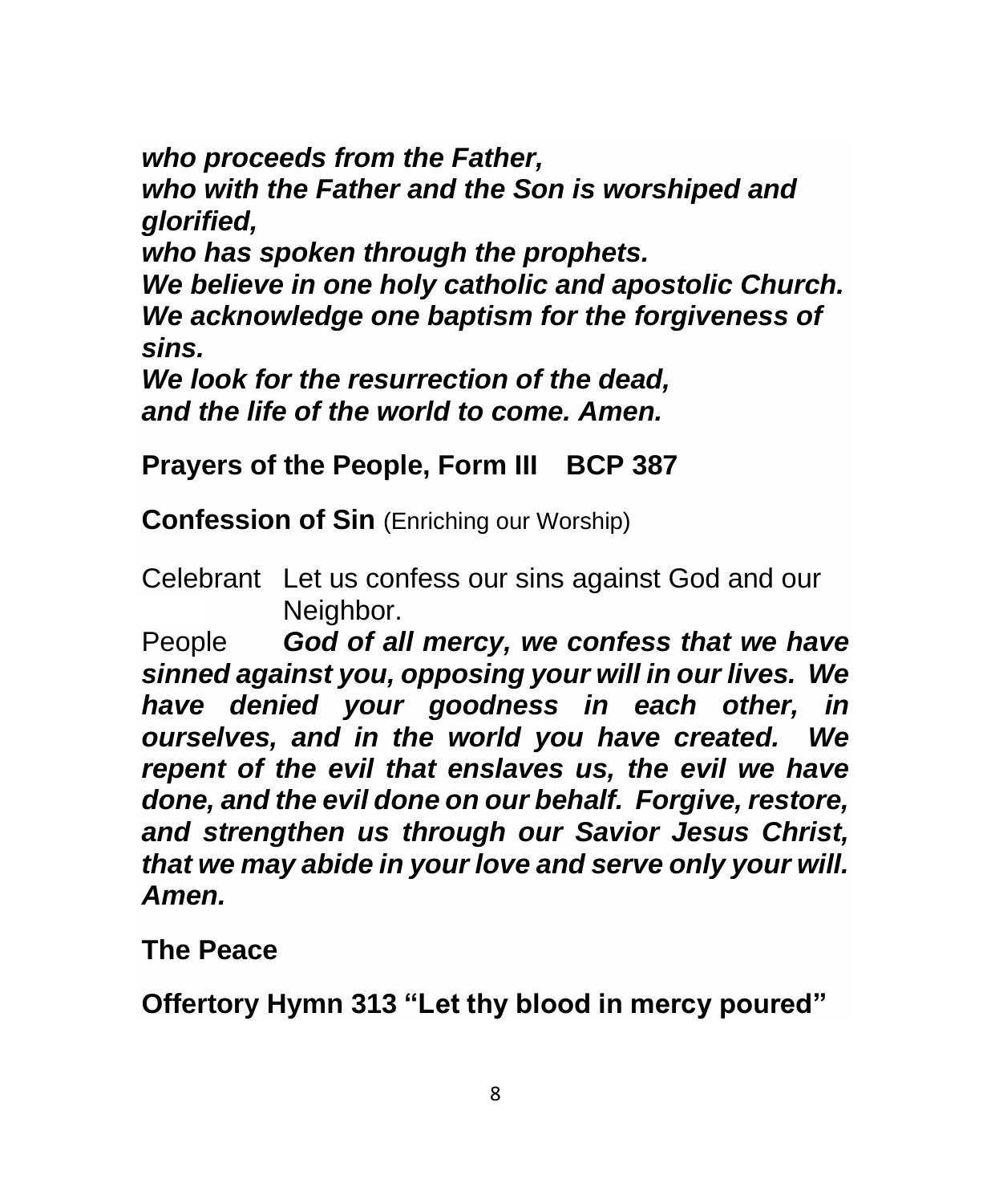***who proceeds from the Father,***
***who with the Father and the Son is worshiped and glorified,***
***who has spoken through the prophets.***
***We believe in one holy catholic and apostolic Church.***
***We acknowledge one baptism for the forgiveness of sins.***
***We look for the resurrection of the dead,***
***and the life of the world to come. Amen.***

**Prayers of the People, Form III BCP 387**

**Confession of Sin** (Enriching our Worship)

Celebrant Let us confess our sins against God and our Neighbor.

People ***God of all mercy, we confess that we have sinned against you, opposing your will in our lives. We have denied your goodness in each other, in ourselves, and in the world you have created. We repent of the evil that enslaves us, the evil we have done, and the evil done on our behalf. Forgive, restore, and strengthen us through our Savior Jesus Christ, that we may abide in your love and serve only your will. Amen.***

**The Peace**

**Offertory Hymn 313 "Let thy blood in mercy poured"**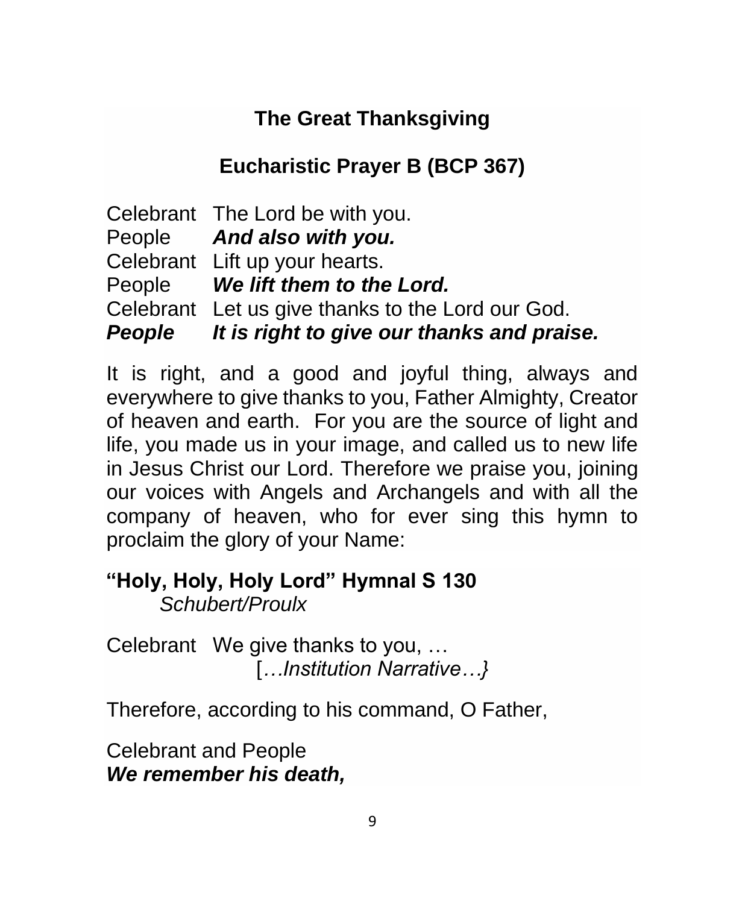## The Great Thanksgiving

## Eucharistic Prayer B (BCP 367)

Celebrant The Lord be with you.
People ***And also with you.***
Celebrant Lift up your hearts.
People ***We lift them to the Lord.***
Celebrant Let us give thanks to the Lord our God.
***People It is right to give our thanks and praise.***

It is right, and a good and joyful thing, always and everywhere to give thanks to you, Father Almighty, Creator of heaven and earth. For you are the source of light and life, you made us in your image, and called us to new life in Jesus Christ our Lord. Therefore we praise you, joining our voices with Angels and Archangels and with all the company of heaven, who for ever sing this hymn to proclaim the glory of your Name:

**"Holy, Holy, Holy Lord" Hymnal S 130**
*Schubert/Proulx*

Celebrant We give thanks to you, …
[*…Institution Narrative…}*

Therefore, according to his command, O Father,

Celebrant and People
***We remember his death,***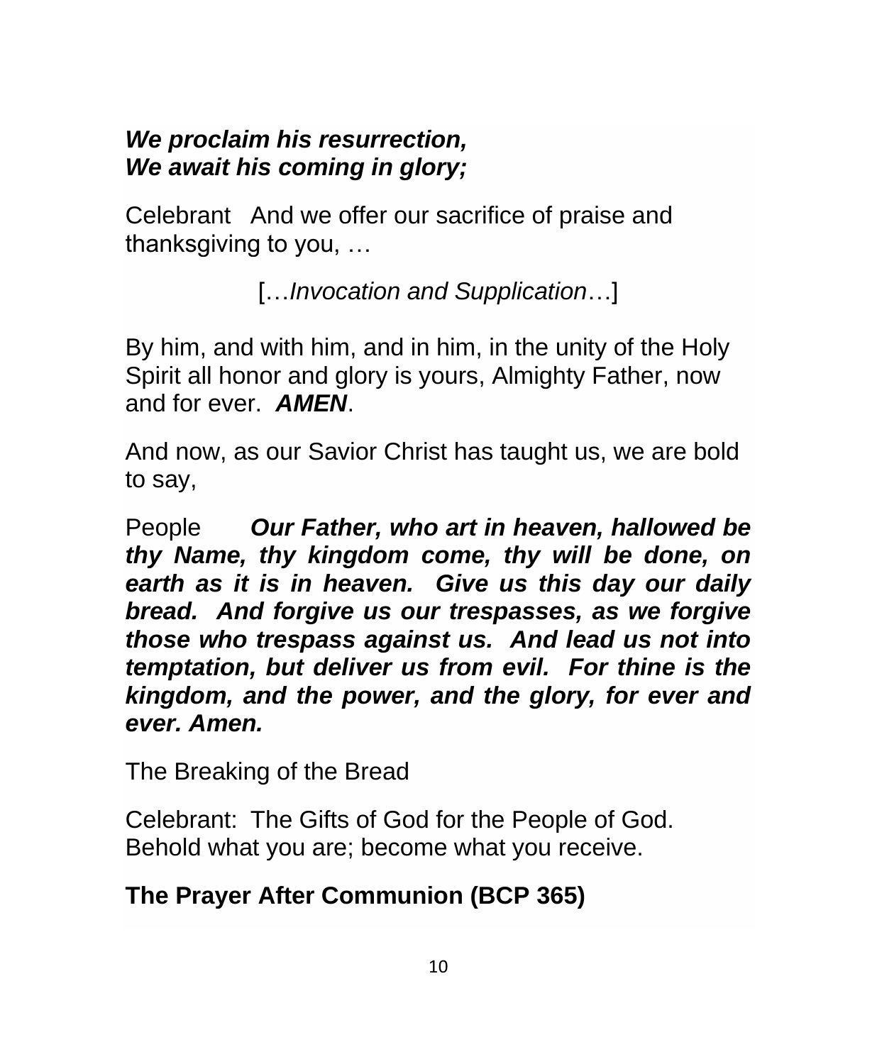***We proclaim his resurrection,***
***We await his coming in glory;***

Celebrant   And we offer our sacrifice of praise and thanksgiving to you, …

[…*Invocation and Supplication*…]

By him, and with him, and in him, in the unity of the Holy Spirit all honor and glory is yours, Almighty Father, now and for ever.  ***AMEN***.

And now, as our Savior Christ has taught us, we are bold to say,

People   ***Our Father, who art in heaven, hallowed be thy Name, thy kingdom come, thy will be done, on earth as it is in heaven.  Give us this day our daily bread.  And forgive us our trespasses, as we forgive those who trespass against us.  And lead us not into temptation, but deliver us from evil.  For thine is the kingdom, and the power, and the glory, for ever and ever. Amen.***

The Breaking of the Bread

Celebrant:  The Gifts of God for the People of God.
Behold what you are; become what you receive.

**The Prayer After Communion (BCP 365)**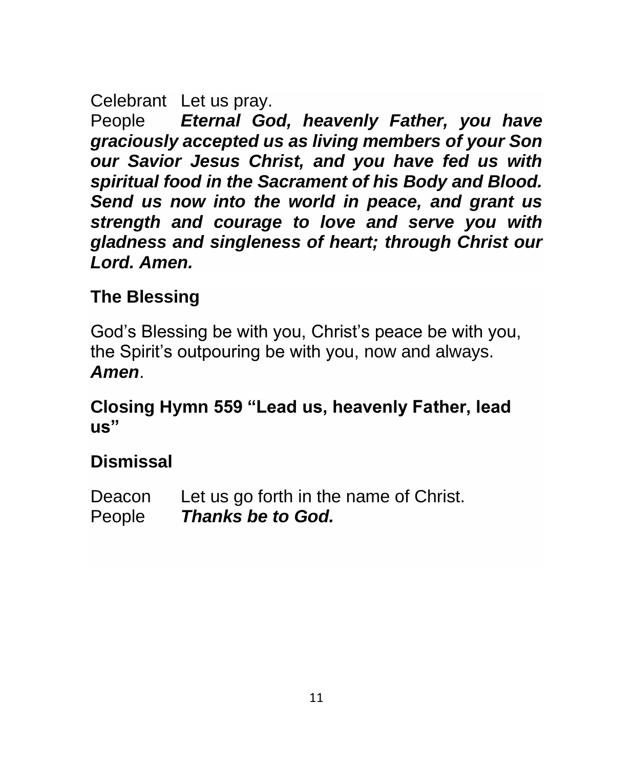Celebrant Let us pray.

People ***Eternal God, heavenly Father, you have graciously accepted us as living members of your Son our Savior Jesus Christ, and you have fed us with spiritual food in the Sacrament of his Body and Blood. Send us now into the world in peace, and grant us strength and courage to love and serve you with gladness and singleness of heart; through Christ our Lord. Amen.***

**The Blessing**

God's Blessing be with you, Christ's peace be with you, the Spirit's outpouring be with you, now and always. ***Amen***.

**Closing Hymn 559 "Lead us, heavenly Father, lead us"**

**Dismissal**

Deacon Let us go forth in the name of Christ.

People ***Thanks be to God.***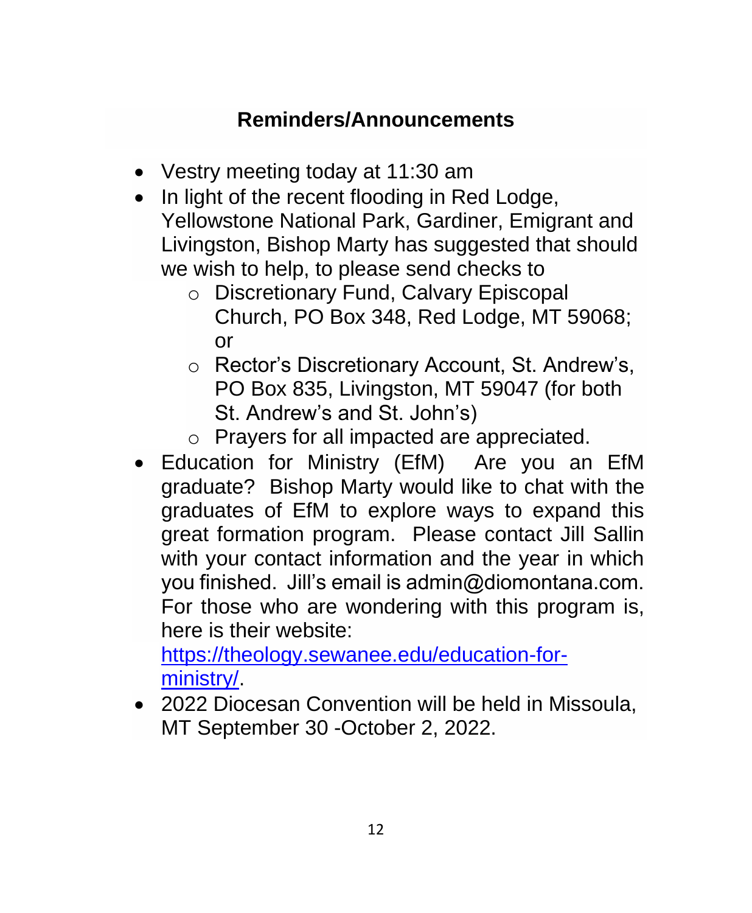## Reminders/Announcements

- Vestry meeting today at 11:30 am
- In light of the recent flooding in Red Lodge, Yellowstone National Park, Gardiner, Emigrant and Livingston, Bishop Marty has suggested that should we wish to help, to please send checks to
  - Discretionary Fund, Calvary Episcopal Church, PO Box 348, Red Lodge, MT 59068; or
  - Rector's Discretionary Account, St. Andrew's, PO Box 835, Livingston, MT 59047 (for both St. Andrew's and St. John's)
  - Prayers for all impacted are appreciated.
- Education for Ministry (EfM) Are you an EfM graduate? Bishop Marty would like to chat with the graduates of EfM to explore ways to expand this great formation program. Please contact Jill Sallin with your contact information and the year in which you finished. Jill's email is admin@diomontana.com. For those who are wondering with this program is, here is their website: [https://theology.sewanee.edu/education-for-ministry/](https://theology.sewanee.edu/education-for-ministry/).
- 2022 Diocesan Convention will be held in Missoula, MT September 30 -October 2, 2022.